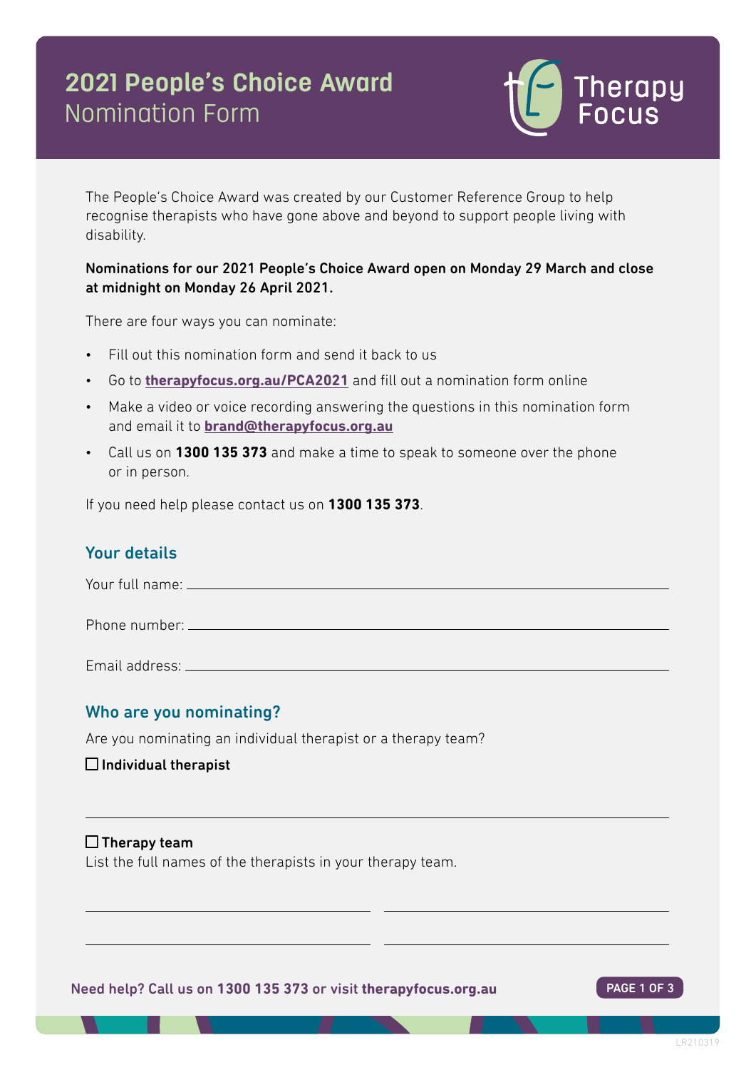# 2021 People's Choice Award
## Nomination Form

Therapy Focus

The People's Choice Award was created by our Customer Reference Group to help recognise therapists who have gone above and beyond to support people living with disability.

**Nominations for our 2021 People's Choice Award open on Monday 29 March and close at midnight on Monday 26 April 2021.**

There are four ways you can nominate:

- Fill out this nomination form and send it back to us
- Go to **therapyfocus.org.au/PCA2021** and fill out a nomination form online
- Make a video or voice recording answering the questions in this nomination form and email it to **brand@therapyfocus.org.au**
- Call us on **1300 135 373** and make a time to speak to someone over the phone or in person.

If you need help please contact us on **1300 135 373**.

## Your details

Your full name: ______________________________

Phone number: ______________________________

Email address: ______________________________

## Who are you nominating?

Are you nominating an individual therapist or a therapy team?

☐ **Individual therapist**

______________________________

☐ **Therapy team**

List the full names of the therapists in your therapy team.

______________________________ ______________________________

______________________________ ______________________________

Need help? Call us on **1300 135 373** or visit **therapyfocus.org.au**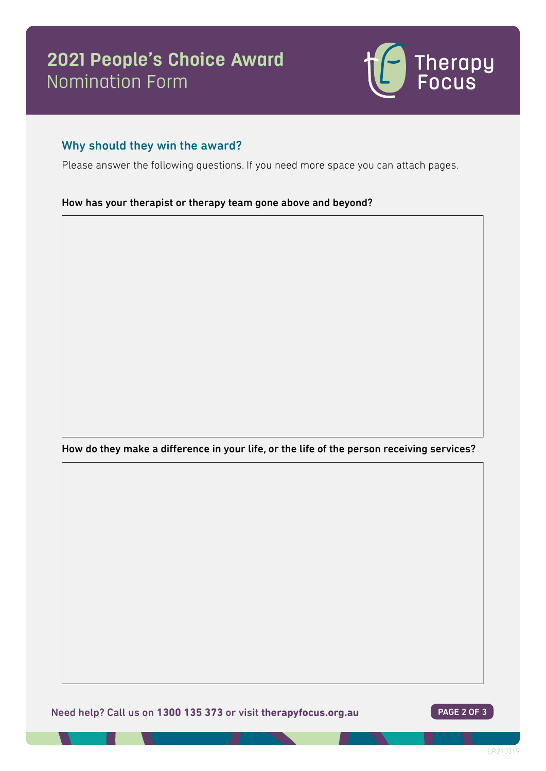# 2021 People's Choice Award
Nomination Form

## Why should they win the award?

Please answer the following questions. If you need more space you can attach pages.

**How has your therapist or therapy team gone above and beyond?**

**How do they make a difference in your life, or the life of the person receiving services?**

Need help? Call us on **1300 135 373** or visit **therapyfocus.org.au**

LR210319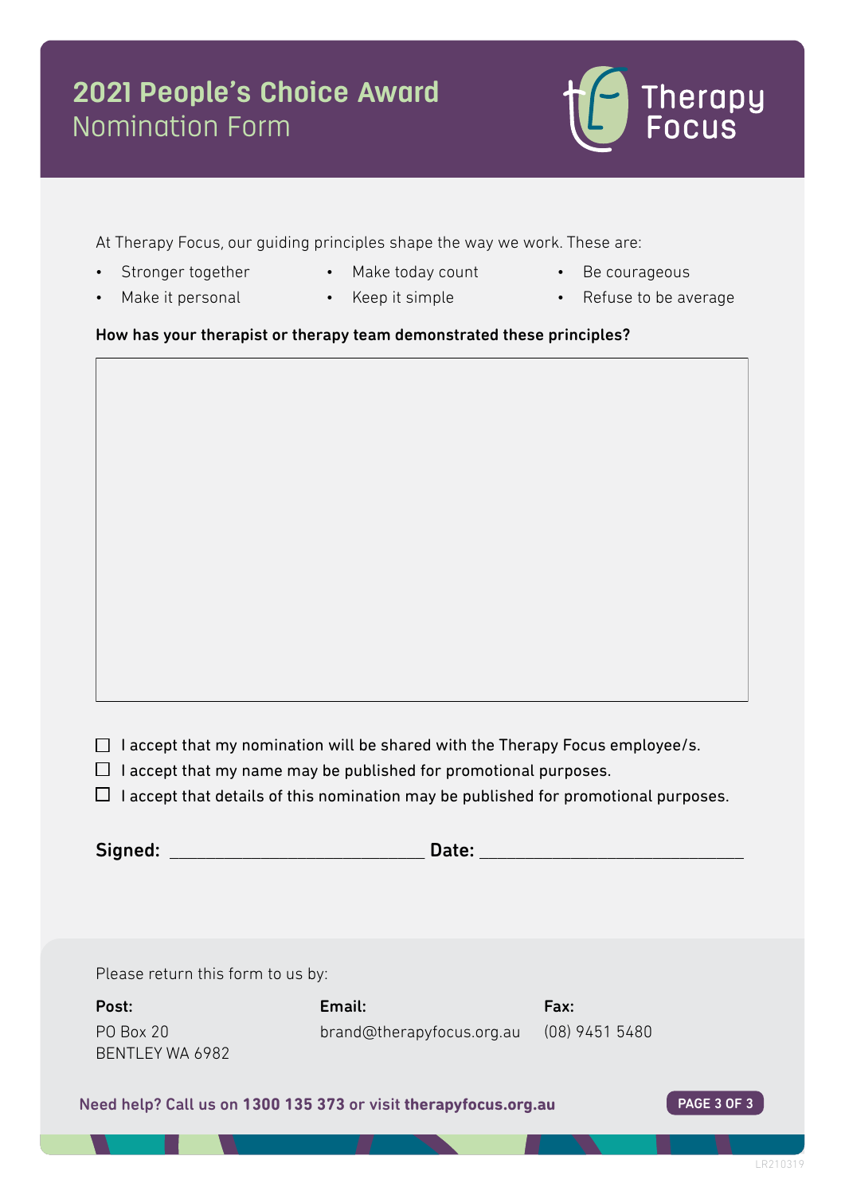# 2021 People's Choice Award
## Nomination Form

Therapy Focus

At Therapy Focus, our guiding principles shape the way we work. These are:

- Stronger together
- Make it personal
- Make today count
- Keep it simple
- Be courageous
- Refuse to be average

**How has your therapist or therapy team demonstrated these principles?**

- ☐ I accept that my nomination will be shared with the Therapy Focus employee/s.
- ☐ I accept that my name may be published for promotional purposes.
- ☐ I accept that details of this nomination may be published for promotional purposes.

**Signed:** ____________________________ **Date:** ____________________________

Please return this form to us by:

**Post:**
PO Box 20
BENTLEY WA 6982

**Email:**
brand@therapyfocus.org.au

**Fax:**
(08) 9451 5480

**Need help? Call us on 1300 135 373 or visit therapyfocus.org.au**

LR210319